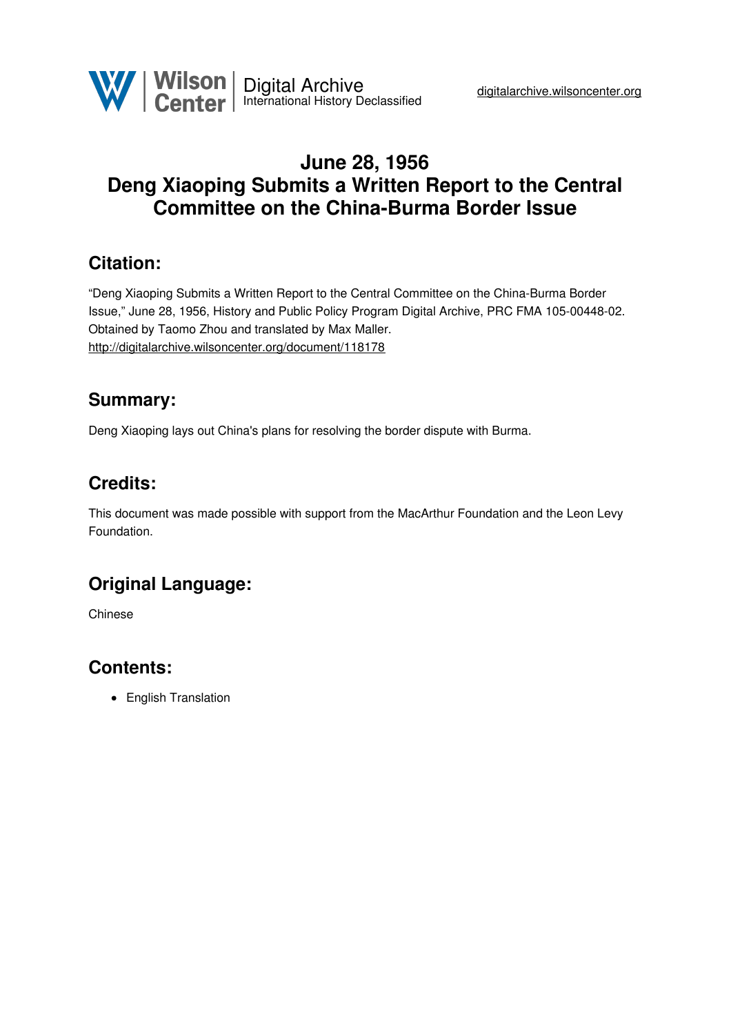# June 28, 1956
# Deng Xiaoping Submits a Written Report to the Central Committee on the China-Burma Border Issue

## Citation:

"Deng Xiaoping Submits a Written Report to the Central Committee on the China-Burma Border Issue," June 28, 1956, History and Public Policy Program Digital Archive, PRC FMA 105-00448-02. Obtained by Taomo Zhou and translated by Max Maller.
http://digitalarchive.wilsoncenter.org/document/118178

## Summary:

Deng Xiaoping lays out China's plans for resolving the border dispute with Burma.

## Credits:

This document was made possible with support from the MacArthur Foundation and the Leon Levy Foundation.

## Original Language:

Chinese

## Contents:

- English Translation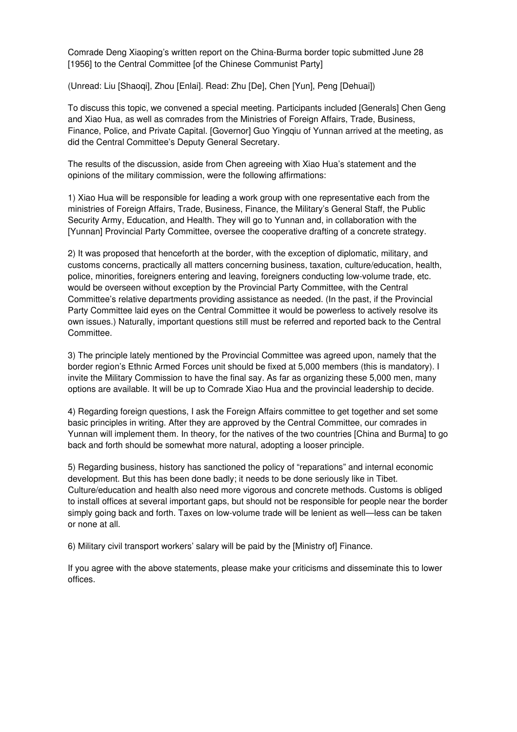Comrade Deng Xiaoping's written report on the China-Burma border topic submitted June 28 [1956] to the Central Committee [of the Chinese Communist Party]

(Unread: Liu [Shaoqi], Zhou [Enlai]. Read: Zhu [De], Chen [Yun], Peng [Dehuai])

To discuss this topic, we convened a special meeting. Participants included [Generals] Chen Geng and Xiao Hua, as well as comrades from the Ministries of Foreign Affairs, Trade, Business, Finance, Police, and Private Capital. [Governor] Guo Yingqiu of Yunnan arrived at the meeting, as did the Central Committee's Deputy General Secretary.

The results of the discussion, aside from Chen agreeing with Xiao Hua's statement and the opinions of the military commission, were the following affirmations:

1) Xiao Hua will be responsible for leading a work group with one representative each from the ministries of Foreign Affairs, Trade, Business, Finance, the Military's General Staff, the Public Security Army, Education, and Health. They will go to Yunnan and, in collaboration with the [Yunnan] Provincial Party Committee, oversee the cooperative drafting of a concrete strategy.

2) It was proposed that henceforth at the border, with the exception of diplomatic, military, and customs concerns, practically all matters concerning business, taxation, culture/education, health, police, minorities, foreigners entering and leaving, foreigners conducting low-volume trade, etc. would be overseen without exception by the Provincial Party Committee, with the Central Committee's relative departments providing assistance as needed. (In the past, if the Provincial Party Committee laid eyes on the Central Committee it would be powerless to actively resolve its own issues.) Naturally, important questions still must be referred and reported back to the Central Committee.

3) The principle lately mentioned by the Provincial Committee was agreed upon, namely that the border region's Ethnic Armed Forces unit should be fixed at 5,000 members (this is mandatory). I invite the Military Commission to have the final say. As far as organizing these 5,000 men, many options are available. It will be up to Comrade Xiao Hua and the provincial leadership to decide.

4) Regarding foreign questions, I ask the Foreign Affairs committee to get together and set some basic principles in writing. After they are approved by the Central Committee, our comrades in Yunnan will implement them. In theory, for the natives of the two countries [China and Burma] to go back and forth should be somewhat more natural, adopting a looser principle.

5) Regarding business, history has sanctioned the policy of "reparations" and internal economic development. But this has been done badly; it needs to be done seriously like in Tibet. Culture/education and health also need more vigorous and concrete methods. Customs is obliged to install offices at several important gaps, but should not be responsible for people near the border simply going back and forth. Taxes on low-volume trade will be lenient as well—less can be taken or none at all.

6) Military civil transport workers' salary will be paid by the [Ministry of] Finance.

If you agree with the above statements, please make your criticisms and disseminate this to lower offices.